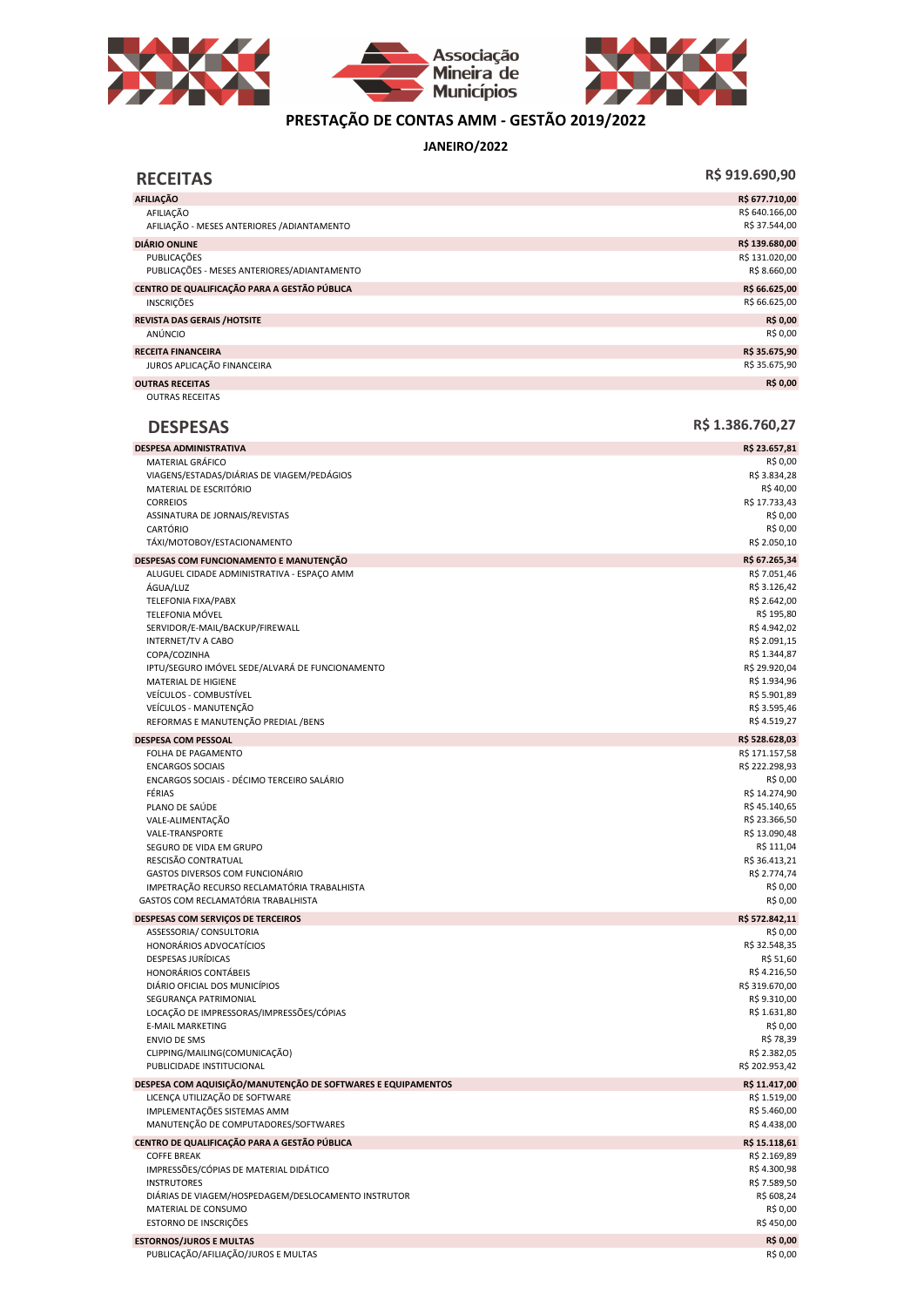# PRESTAÇÃO DE CONTAS AMM - GESTÃO 2019/2022

**JANEIRO/2022**

## RECEITAS — R$ 919.690,90

| Descrição | Valor |
|---|---|
| **AFILIAÇÃO** | **R$ 677.710,00** |
| AFILIAÇÃO | R$ 640.166,00 |
| AFILIAÇÃO - MESES ANTERIORES /ADIANTAMENTO | R$ 37.544,00 |
| **DIÁRIO ONLINE** | **R$ 139.680,00** |
| PUBLICAÇÕES | R$ 131.020,00 |
| PUBLICAÇÕES - MESES ANTERIORES/ADIANTAMENTO | R$ 8.660,00 |
| **CENTRO DE QUALIFICAÇÃO PARA A GESTÃO PÚBLICA** | **R$ 66.625,00** |
| INSCRIÇÕES | R$ 66.625,00 |
| **REVISTA DAS GERAIS /HOTSITE** | **R$ 0,00** |
| ANÚNCIO | R$ 0,00 |
| **RECEITA FINANCEIRA** | **R$ 35.675,90** |
| JUROS APLICAÇÃO FINANCEIRA | R$ 35.675,90 |
| **OUTRAS RECEITAS** | **R$ 0,00** |
| OUTRAS RECEITAS | |

## DESPESAS — R$ 1.386.760,27

| Descrição | Valor |
|---|---|
| **DESPESA ADMINISTRATIVA** | **R$ 23.657,81** |
| MATERIAL GRÁFICO | R$ 0,00 |
| VIAGENS/ESTADAS/DIÁRIAS DE VIAGEM/PEDÁGIOS | R$ 3.834,28 |
| MATERIAL DE ESCRITÓRIO | R$ 40,00 |
| CORREIOS | R$ 17.733,43 |
| ASSINATURA DE JORNAIS/REVISTAS | R$ 0,00 |
| CARTÓRIO | R$ 0,00 |
| TÁXI/MOTOBOY/ESTACIONAMENTO | R$ 2.050,10 |
| **DESPESAS COM FUNCIONAMENTO E MANUTENÇÃO** | **R$ 67.265,34** |
| ALUGUEL CIDADE ADMINISTRATIVA - ESPAÇO AMM | R$ 7.051,46 |
| ÁGUA/LUZ | R$ 3.126,42 |
| TELEFONIA FIXA/PABX | R$ 2.642,00 |
| TELEFONIA MÓVEL | R$ 195,80 |
| SERVIDOR/E-MAIL/BACKUP/FIREWALL | R$ 4.942,02 |
| INTERNET/TV A CABO | R$ 2.091,15 |
| COPA/COZINHA | R$ 1.344,87 |
| IPTU/SEGURO IMÓVEL SEDE/ALVARÁ DE FUNCIONAMENTO | R$ 29.920,04 |
| MATERIAL DE HIGIENE | R$ 1.934,96 |
| VEÍCULOS - COMBUSTÍVEL | R$ 5.901,89 |
| VEÍCULOS - MANUTENÇÃO | R$ 3.595,46 |
| REFORMAS E MANUTENÇÃO PREDIAL /BENS | R$ 4.519,27 |
| **DESPESA COM PESSOAL** | **R$ 528.628,03** |
| FOLHA DE PAGAMENTO | R$ 171.157,58 |
| ENCARGOS SOCIAIS | R$ 222.298,93 |
| ENCARGOS SOCIAIS - DÉCIMO TERCEIRO SALÁRIO | R$ 0,00 |
| FÉRIAS | R$ 14.274,90 |
| PLANO DE SAÚDE | R$ 45.140,65 |
| VALE-ALIMENTAÇÃO | R$ 23.366,50 |
| VALE-TRANSPORTE | R$ 13.090,48 |
| SEGURO DE VIDA EM GRUPO | R$ 111,04 |
| RESCISÃO CONTRATUAL | R$ 36.413,21 |
| GASTOS DIVERSOS COM FUNCIONÁRIO | R$ 2.774,74 |
| IMPETRAÇÃO RECURSO RECLAMATÓRIA TRABALHISTA | R$ 0,00 |
| GASTOS COM RECLAMATÓRIA TRABALHISTA | R$ 0,00 |
| **DESPESAS COM SERVIÇOS DE TERCEIROS** | **R$ 572.842,11** |
| ASSESSORIA/ CONSULTORIA | R$ 0,00 |
| HONORÁRIOS ADVOCATÍCIOS | R$ 32.548,35 |
| DESPESAS JURÍDICAS | R$ 51,60 |
| HONORÁRIOS CONTÁBEIS | R$ 4.216,50 |
| DIÁRIO OFICIAL DOS MUNICÍPIOS | R$ 319.670,00 |
| SEGURANÇA PATRIMONIAL | R$ 9.310,00 |
| LOCAÇÃO DE IMPRESSORAS/IMPRESSÕES/CÓPIAS | R$ 1.631,80 |
| E-MAIL MARKETING | R$ 0,00 |
| ENVIO DE SMS | R$ 78,39 |
| CLIPPING/MAILING(COMUNICAÇÃO) | R$ 2.382,05 |
| PUBLICIDADE INSTITUCIONAL | R$ 202.953,42 |
| **DESPESA COM AQUISIÇÃO/MANUTENÇÃO DE SOFTWARES E EQUIPAMENTOS** | **R$ 11.417,00** |
| LICENÇA UTILIZAÇÃO DE SOFTWARE | R$ 1.519,00 |
| IMPLEMENTAÇÕES SISTEMAS AMM | R$ 5.460,00 |
| MANUTENÇÃO DE COMPUTADORES/SOFTWARES | R$ 4.438,00 |
| **CENTRO DE QUALIFICAÇÃO PARA A GESTÃO PÚBLICA** | **R$ 15.118,61** |
| COFFE BREAK | R$ 2.169,89 |
| IMPRESSÕES/CÓPIAS DE MATERIAL DIDÁTICO | R$ 4.300,98 |
| INSTRUTORES | R$ 7.589,50 |
| DIÁRIAS DE VIAGEM/HOSPEDAGEM/DESLOCAMENTO INSTRUTOR | R$ 608,24 |
| MATERIAL DE CONSUMO | R$ 0,00 |
| ESTORNO DE INSCRIÇÕES | R$ 450,00 |
| **ESTORNOS/JUROS E MULTAS** | **R$ 0,00** |
| PUBLICAÇÃO/AFILIAÇÃO/JUROS E MULTAS | R$ 0,00 |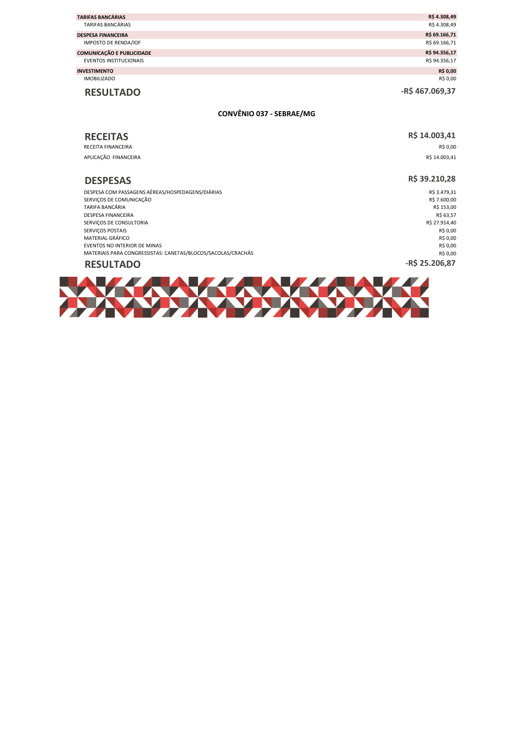| | |
|---|---|
| **TARIFAS BANCÁRIAS** | **R$ 4.308,49** |
| TARIFAS BANCÁRIAS | R$ 4.308,49 |
| **DESPESA FINANCEIRA** | **R$ 69.166,71** |
| IMPOSTO DE RENDA/IOF | R$ 69.166,71 |
| **COMUNICAÇÃO E PUBLICIDADE** | **R$ 94.356,17** |
| EVENTOS INSTITUCIONAIS | R$ 94.356,17 |
| **INVESTIMENTO** | **R$ 0,00** |
| IMOBILIZADO | R$ 0,00 |
| **RESULTADO** | **-R$ 467.069,37** |

## CONVÊNIO 037 - SEBRAE/MG

| | |
|---|---|
| **RECEITAS** | **R$ 14.003,41** |
| RECEITA FINANCEIRA | R$ 0,00 |
| APLICAÇÃO FINANCEIRA | R$ 14.003,41 |
| **DESPESAS** | **R$ 39.210,28** |
| DESPESA COM PASSAGENS AÉREAS/HOSPEDAGENS/DIÁRIAS | R$ 3.479,31 |
| SERVIÇOS DE COMUNICAÇÃO | R$ 7.600,00 |
| TARIFA BANCÁRIA | R$ 153,00 |
| DESPESA FINANCEIRA | R$ 63,57 |
| SERVIÇOS DE CONSULTORIA | R$ 27.914,40 |
| SERVIÇOS POSTAIS | R$ 0,00 |
| MATERIAL GRÁFICO | R$ 0,00 |
| EVENTOS NO INTERIOR DE MINAS | R$ 0,00 |
| MATERIAIS PARA CONGRESSISTAS: CANETAS/BLOCOS/SACOLAS/CRACHÁS | R$ 0,00 |
| **RESULTADO** | **-R$ 25.206,87** |